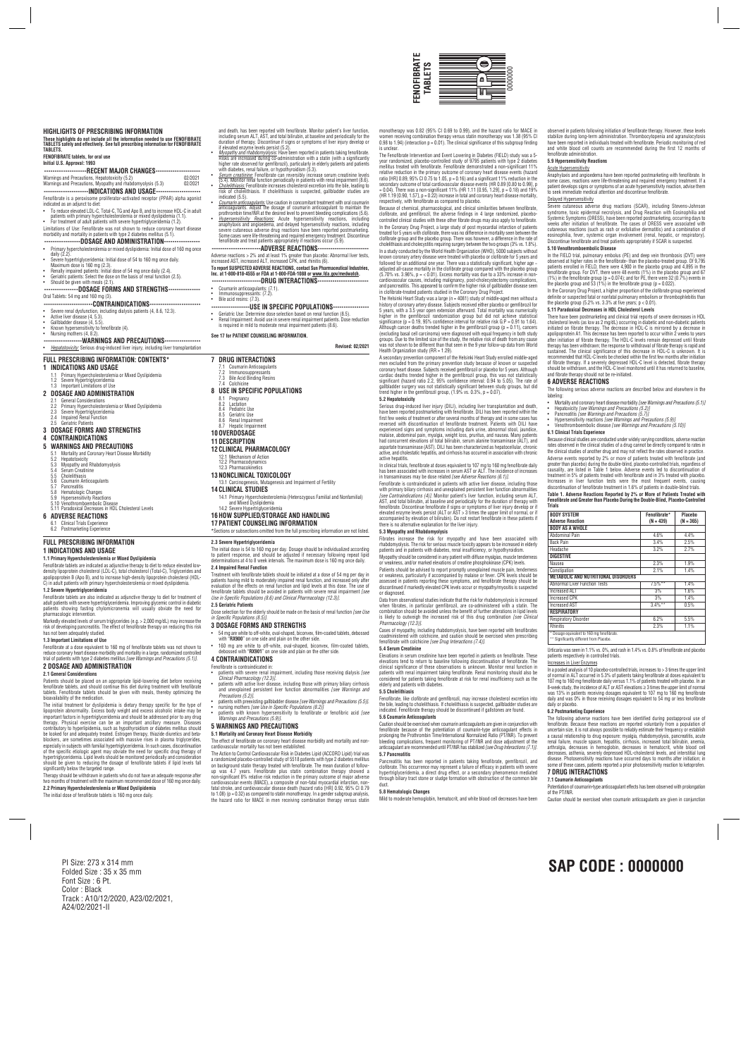# FENOFIBRATE TABLETS

## HIGHLIGHTS OF PRESCRIBING INFORMATION

**These highlights do not include all the information needed to use FENOFIBRATE TABLETS safely and effectively. See full prescribing information for FENOFIBRATE TABLETS.**

**FENOFIBRATE tablets, for oral use**
**Initial U.S. Approval: 1993**

**RECENT MAJOR CHANGES**

Warnings and Precautions, Hepatotoxicity (5.2) 02/2021
Warnings and Precautions, Myopathy and rhabdomyolysis (5.3) 02/2021

**INDICATIONS AND USAGE**

Fenofibrate is a peroxisome proliferator-activated receptor (PPAR) alpha agonist indicated as an adjunct to diet:

- To reduce elevated LDL-C, Total-C, TG and Apo B, and to increase HDL-C in adult patients with primary hypercholesterolemia or mixed dyslipidemia (1.1).
- For treatment of adult patients with severe hypertriglyceridemia (1.2).

Limitations of Use: Fenofibrate was not shown to reduce coronary heart disease morbidity and mortality in patients with type 2 diabetes mellitus (5.1).

**DOSAGE AND ADMINISTRATION**

- Primary hypercholesterolemia or mixed dyslipidemia: Initial dose of 160 mg once daily (2.2).
- Severe hypertriglyceridemia: Initial dose of 54 to 160 mg once daily. Maximum dose is 160 mg (2.3).
- Renally impaired patients: Initial dose of 54 mg once daily (2.4).
- Geriatric patients: Select the dose on the basis of renal function (2.5).
- Should be given with meals (2.1).

**DOSAGE FORMS AND STRENGTHS**

Oral Tablets: 54 mg and 160 mg (3).

**CONTRAINDICATIONS**

- Severe renal dysfunction, including dialysis patients (4, 8.6, 12.3).
- Active liver disease (4, 5.3).
- Gallbladder disease (4, 5.5).
- Known hypersensitivity to fenofibrate (4).
- Nursing mothers (4, 8.2).

**WARNINGS AND PRECAUTIONS**

- *Hepatotoxicity:* Serious drug-induced liver injury, including liver transplantation and death, has been reported with fenofibrate. Monitor patient's liver function, including serum ALT, AST, and total bilirubin, at baseline and periodically for the duration of therapy. Discontinue if signs or symptoms of liver injury develop or if elevated enzyme levels persist (5.2).
- *Myopathy and rhabdomyolysis:* Have been reported in patients taking fenofibrate. Risks are increased during co-administration with a statin (with a significantly higher rate observed for gemfibrozil), particularly in elderly patients and patients with diabetes, renal failure, or hypothyroidism (5.3).
- *Serum creatinine:* Fenofibrate can reversibly increase serum creatinine levels (5.4). Monitor renal function periodically in patients with renal impairment (8.6).
- *Cholelithiasis:* Fenofibrate increases cholesterol excretion into the bile, leading to risk of cholelithiasis. If cholelithiasis is suspected, gallbladder studies are indicated (5.5).
- *Coumarin anticoagulants:* Use caution in concomitant treatment with oral coumarin anticoagulants. Adjust the dosage of coumarin anticoagulant to maintain the prothrombin time/INR at the desired level to prevent bleeding complications (5.6).
- *Hypersensitivity Reactions:* Acute hypersensitivity reactions, including anaphylaxis and angioedema, and delayed hypersensitivity reactions, including severe cutaneous adverse drug reactions have been reported postmarketing. Some cases were life-threatening and required emergency treatment. Discontinue fenofibrate and treat patients appropriately if reactions occur (5.9).

**ADVERSE REACTIONS**

Adverse reactions > 2% and at least 1% greater than placebo: Abnormal liver tests, increased AST, increased ALT, increased CPK, and rhinitis (6).

**To report SUSPECTED ADVERSE REACTIONS, contact Sun Pharmaceutical Industries, Inc. at 1-800-818-4555 or FDA at 1-800-FDA-1088 or www.fda.gov/medwatch.**

**DRUG INTERACTIONS**

- Coumarin anticoagulants: (7.1).
- Immunosuppressants: (7.2).
- Bile acid resins: (7.3).

**USE IN SPECIFIC POPULATIONS**

- Geriatric Use: Determine dose selection based on renal function (8.5).
- Renal Impairment: Avoid use in severe renal impairment patients. Dose reduction is required in mild to moderate renal impairment patients (8.6).

**See 17 for PATIENT COUNSELING INFORMATION.**

**Revised: 02/2021**

## FULL PRESCRIBING INFORMATION: CONTENTS*

**1 INDICATIONS AND USAGE**
1.1 Primary Hypercholesterolemia or Mixed Dyslipidemia
1.2 Severe Hypertriglyceridemia
1.3 Important Limitations of Use

**2 DOSAGE AND ADMINISTRATION**
2.1 General Considerations
2.2 Primary Hypercholesterolemia or Mixed Dyslipidemia
2.3 Severe Hypertriglyceridemia
2.4 Impaired Renal Function
2.5 Geriatric Patients

**3 DOSAGE FORMS AND STRENGTHS**

**4 CONTRAINDICATIONS**

**5 WARNINGS AND PRECAUTIONS**
5.1 Mortality and Coronary Heart Disease Morbidity
5.2 Hepatotoxicity
5.3 Myopathy and Rhabdomyolysis
5.4 Serum Creatinine
5.5 Cholelithiasis
5.6 Coumarin Anticoagulants
5.7 Pancreatitis
5.8 Hematologic Changes
5.9 Hypersensitivity Reactions
5.10 Venothromboembolic Disease
5.11 Paradoxical Decreases in HDL Cholesterol Levels

**6 ADVERSE REACTIONS**
6.1 Clinical Trials Experience
6.2 Postmarketing Experience

**7 DRUG INTERACTIONS**
7.1 Coumarin Anticoagulants
7.2 Immunosuppressants
7.3 Bile Acid Binding Resins
7.4 Colchicine

**8 USE IN SPECIFIC POPULATIONS**
8.1 Pregnancy
8.2 Lactation
8.4 Pediatric Use
8.5 Geriatric Use
8.6 Renal Impairment
8.7 Hepatic Impairment

**10 OVERDOSAGE**

**11 DESCRIPTION**

**12 CLINICAL PHARMACOLOGY**
12.1 Mechanism of Action
12.2 Pharmacodynamics
12.3 Pharmacokinetics

**13 NONCLINICAL TOXICOLOGY**
13.1 Carcinogenesis, Mutagenesis and Impairment of Fertility

**14 CLINICAL STUDIES**
14.1 Primary Hypercholesterolemia (Heterozygous Familial and Nonfamilial) and Mixed Dyslipidemia
14.2 Severe Hypertriglyceridemia

**16 HOW SUPPLIED/STORAGE AND HANDLING**

**17 PATIENT COUNSELING INFORMATION**

*Sections or subsections omitted from the full prescribing information are not listed.

## FULL PRESCRIBING INFORMATION

### 1 INDICATIONS AND USAGE

#### 1.1 Primary Hypercholesterolemia or Mixed Dyslipidemia

Fenofibrate tablets are indicated as adjunctive therapy to diet to reduce elevated low-density lipoprotein cholesterol (LDL-C), total cholesterol (Total-C), Triglycerides and apolipoprotein B (Apo B), and to increase high-density lipoprotein cholesterol (HDL-C) in adult patients with primary hypercholesterolemia or mixed dyslipidemia.

#### 1.2 Severe Hypertriglyceridemia

Fenofibrate tablets are also indicated as adjunctive therapy to diet for treatment of adult patients with severe hypertriglyceridemia. Improving glycemic control in diabetic patients showing fasting chylomicronemia will usually obviate the need for pharmacologic intervention.

Markedly elevated levels of serum triglycerides (e.g. > 2,000 mg/dL) may increase the risk of developing pancreatitis. The effect of fenofibrate therapy on reducing this risk has not been adequately studied.

#### 1.3 Important Limitations of Use

Fenofibrate at a dose equivalent to 160 mg of fenofibrate tablets was not shown to reduce coronary heart disease morbidity and mortality in a large, randomized controlled trial of patients with type 2 diabetes mellitus *[see Warnings and Precautions (5.1)]*.

### 2 DOSAGE AND ADMINISTRATION

#### 2.1 General Considerations

Patients should be placed on an appropriate lipid-lowering diet before receiving fenofibrate tablets, and should continue this diet during treatment with fenofibrate tablets. Fenofibrate tablets should be given with meals, thereby optimizing the bioavailability of the medication.

The initial treatment for dyslipidemia is dietary therapy specific for the type of lipoprotein abnormality. Excess body weight and excess alcoholic intake may be important factors in hypertriglyceridemia and should be addressed prior to any drug therapy. Physical exercise can be an important ancillary measure. Diseases contributory to hyperlipidemia, such as hypothyroidism or diabetes mellitus should be looked for and adequately treated. Estrogen therapy, thiazide diuretics and beta-blockers, are sometimes associated with massive rises in plasma triglycerides, especially in subjects with familial hypertriglyceridemia. In such cases, discontinuation of the specific etiologic agent may obviate the need for specific drug therapy of hypertriglyceridemia. Lipid levels should be monitored periodically and consideration should be given to reducing the dosage of fenofibrate tablets if lipid levels fall significantly below the targeted range.

Therapy should be withdrawn in patients who do not have an adequate response after two months of treatment with the maximum recommended dose of 160 mg once daily.

#### 2.2 Primary Hypercholesterolemia or Mixed Dyslipidemia

The initial dose of fenofibrate tablets is 160 mg once daily.

#### 2.3 Severe Hypertriglyceridemia

The initial dose is 54 to 160 mg per day. Dosage should be individualized according to patient response, and should be adjusted if necessary following repeat lipid determinations at 4 to 8 week intervals. The maximum dose is 160 mg once daily.

#### 2.4 Impaired Renal Function

Treatment with fenofibrate tablets should be initiated at a dose of 54 mg per day in patients having mild to moderately impaired renal function, and increased only after evaluation of the effects on renal function and lipid levels at this dose. The use of fenofibrate tablets should be avoided in patients with severe renal impairment *[see Use in Specific Populations (8.6) and Clinical Pharmacology (12.3)]*.

#### 2.5 Geriatric Patients

Dose selection for the elderly should be made on the basis of renal function *[see Use in Specific Populations (8.5)]*.

### 3 DOSAGE FORMS AND STRENGTHS

- 54 mg are white to off-white, oval-shaped, biconvex, film-coated tablets, debossed with "**RX900**" on one side and plain on the other side.
- 160 mg are white to off-white, oval-shaped, biconvex, film-coated tablets, debossed with "**RX901**" on one side and plain on the other side.

### 4 CONTRAINDICATIONS

Fenofibrate is contraindicated in:

- patients with severe renal impairment, including those receiving dialysis *[see Clinical Pharmacology (12.3)]*.
- patients with active liver disease, including those with primary biliary cirrhosis and unexplained persistent liver function abnormalities *[see Warnings and Precautions (5.2)]*.
- patients with preexisting gallbladder disease *[see Warnings and Precautions (5.5)]*.
- nursing mothers *[see Use in Specific Populations (8.2)]*.
- patients with known hypersensitivity to fenofibrate or fenofibric acid *[see Warnings and Precautions (5.9)]*.

### 5 WARNINGS AND PRECAUTIONS

#### 5.1 Mortality and Coronary Heart Disease Morbidity

The effect of fenofibrate on coronary heart disease morbidity and mortality and non-cardiovascular mortality has not been established.

The Action to Control Cardiovascular Risk in Diabetes Lipid (ACCORD Lipid) trial was a randomized placebo-controlled study of 5518 patients with type 2 diabetes mellitus on background statin therapy treated with fenofibrate. The mean duration of follow-up was 4.7 years. Fenofibrate plus statin combination therapy showed a non-significant 8% relative risk reduction in the primary outcome of major adverse cardiovascular events (MACE), a composite of non-fatal myocardial infarction, non-fatal stroke, and cardiovascular disease death (hazard ratio [HR] 0.92, 95% CI 0.79 to 1.08) (p = 0.32) as compared to statin monotherapy. In a gender subgroup analysis, the hazard ratio for MACE in men receiving combination therapy versus statin monotherapy was 0.82 (95% CI 0.69 to 0.99), and the hazard ratio for MACE in women receiving combination therapy versus statin monotherapy was 1.38 (95% CI 0.98 to 1.94) (interaction p = 0.01). The clinical significance of this subgroup finding is unclear.

The Fenofibrate Intervention and Event Lowering in Diabetes (FIELD) study was a 5-year randomized, placebo-controlled study of 9795 patients with type 2 diabetes mellitus treated with fenofibrate. Fenofibrate demonstrated a non-significant 11% relative reduction in the primary outcome of coronary heart disease events (hazard ratio [HR] 0.89, 95% CI 0.75 to 1.05, p = 0.16) and a significant 11% reduction in the secondary outcome of total cardiovascular disease events (HR 0.89 [0.80 to 0.99], p = 0.04). There was a non-significant 11% (HR 1.11 [0.95, 1.29], p = 0.18) and 19% (HR 1.19 [0.90, 1.57], p = 0.22) increase in total and coronary heart disease mortality, respectively, with fenofibrate as compared to placebo.

Because of chemical, pharmacological, and clinical similarities between fenofibrate, clofibrate, and gemfibrozil, the adverse findings in 4 large randomized, placebo-controlled clinical studies with these other fibrate drugs may also apply to fenofibrate.

In the Coronary Drug Project, a large study of post myocardial infarction of patients treated for 5 years with clofibrate, there was no difference in mortality seen between the clofibrate group and the placebo group. There was however, a difference in the rate of cholelithiasis and cholecystitis requiring surgery between the two groups (3% vs. 1.8%).

In a study conducted by the World Health Organization (WHO), 5000 subjects without known coronary artery disease were treated with placebo or clofibrate for 5 years and followed for an additional one year. There was a statistically significant, higher age-adjusted all-cause mortality in the clofibrate group compared with the placebo group (5.70% vs. 3.96%, p = < 0.01). Excess mortality was due to a 33% increase in non-cardiovascular causes, including malignancy, post-cholecystectomy complications, and pancreatitis. This appeared to confirm the higher risk of gallbladder disease seen in clofibrate-treated patients studied in the Coronary Drug Project.

The Helsinki Heart Study was a large (n = 4081) study of middle-aged men without a history of coronary artery disease. Subjects received either placebo or gemfibrozil for 5 years, with a 3.5 year open extension afterward. Total mortality was numerically higher in the gemfibrozil randomization group but did not achieve statistical significance (p = 0.19, 95% confidence interval for relative risk G:P = 0.91 to 1.64). Although cancer deaths trended higher in the gemfibrozil group (p = 0.11), cancers (excluding basal cell carcinoma) were diagnosed with equal frequency in both study groups. Due to the limited size of the study, the relative risk of death from any cause was not shown to be different than that seen in the 9 year follow-up data from World Health Organization study (RR = 1.29).

A secondary prevention component of the Helsinki Heart Study enrolled middle-aged men excluded from the primary prevention study because of known or suspected coronary heart disease. Subjects received gemfibrozil or placebo for 5 years. Although cardiac deaths trended higher in the gemfibrozil group, this was not statistically significant (hazard ratio 2.2, 95% confidence interval: 0.94 to 5.05). The rate of gallbladder surgery was not statistically significant between study groups, but did trend higher in the gemfibrozil group, (1.9% vs. 0.3%, p = 0.07).

#### 5.2 Hepatotoxicity

Serious drug-induced liver injury (DILI), including liver transplantation and death, have been reported postmarketing with fenofibrate. DILI has been reported within the first few weeks of treatment or after several months of therapy and in some cases has reversed with discontinuation of fenofibrate treatment. Patients with DILI have experienced signs and symptoms including dark urine, abnormal stool, jaundice, malaise, abdominal pain, myalgia, weight loss, pruritus, and nausea. Many patients had concurrent elevations of total bilirubin, serum alanine transaminase (ALT), and aspartate transaminase (AST). DILI has been characterized as hepatocellular, chronic active, and cholestatic hepatitis, and cirrhosis has occurred in association with chronic active hepatitis.

In clinical trials, fenofibrate at doses equivalent to 107 mg to 160 mg fenofibrate daily has been associated with increases in serum AST or ALT. The incidence of increases in transaminases may be dose related *[see Adverse Reactions (6.1)]*.

Fenofibrate is contraindicated in patients with active liver disease, including those with primary biliary cirrhosis and unexplained persistent liver function abnormalities *[see Contraindications (4)]*. Monitor patient's liver function, including serum ALT, AST, and total bilirubin, at baseline and periodically for the duration of therapy with fenofibrate. Discontinue fenofibrate if signs or symptoms of liver injury develop or if elevated enzyme levels persist (ALT or AST > 3 times the upper limit of normal, or if accompanied by elevation of bilirubin). Do not restart fenofibrate in these patients if there is no alternative explanation for the liver injury.

#### 5.3 Myopathy and Rhabdomyolysis

Fibrates increase the risk for myopathy and have been associated with rhabdomyolysis. The risk for serious muscle toxicity appears to be increased in elderly patients and in patients with diabetes, renal insufficiency, or hypothyroidism.

Myopathy should be considered in any patient with diffuse myalgias, muscle tenderness or weakness, and/or marked elevations of creatine phosphokinase (CPK) levels.

Patients should be advised to report promptly unexplained muscle pain, tenderness or weakness, particularly if accompanied by malaise or fever. CPK levels should be assessed in patients reporting these symptoms, and fenofibrate therapy should be discontinued if markedly elevated CPK levels occur or myopathy/myositis is suspected or diagnosed.

Data from observational studies indicate that the risk for rhabdomyolysis is increased when fibrates, in particular gemfibrozil, are co-administered with a statin. The combination should be avoided unless the benefit of further alterations in lipid levels is likely to outweigh the increased risk of this drug combination *[see Clinical Pharmacology (12.3)]*.

Cases of myopathy, including rhabdomyolysis, have been reported with fenofibrates coadministered with colchicine, and caution should be exercised when prescribing fenofibrate with colchicine *[see Drug Interactions (7.4)]*.

#### 5.4 Serum Creatinine

Elevations in serum creatinine have been reported in patients on fenofibrate. These elevations tend to return to baseline following discontinuation of fenofibrate. The clinical significance of these observations is unknown. Monitor renal function in patients with renal impairment taking fenofibrate. Renal monitoring should also be considered for patients taking fenofibrate at risk for renal insufficiency such as the elderly and patients with diabetes.

#### 5.5 Cholelithiasis

Fenofibrate, like clofibrate and gemfibrozil, may increase cholesterol excretion into the bile, leading to cholelithiasis. If cholelithiasis is suspected, gallbladder studies are indicated. Fenofibrate therapy should be discontinued if gallstones are found.

#### 5.6 Coumarin Anticoagulants

Caution should be exercised when coumarin anticoagulants are given in conjunction with fenofibrate because of the potentiation of coumarin-type anticoagulant effects in prolonging the Prothrombin Time/International Normalized Ratio (PT/INR). To prevent bleeding complications, frequent monitoring of PT/INR and dose adjustment of the anticoagulant are recommended until PT/INR has stabilized *[see Drug Interactions (7.1)]*.

#### 5.7 Pancreatitis

Pancreatitis has been reported in patients taking fenofibrate, gemfibrozil, and clofibrate. This occurrence may represent a failure of efficacy in patients with severe hypertriglyceridemia, a direct drug effect, or a secondary phenomenon mediated through biliary tract stone or sludge formation with obstruction of the common bile duct.

#### 5.8 Hematologic Changes

Mild to moderate hemoglobin, hematocrit, and white blood cell decreases have been observed in patients following initiation of fenofibrate therapy. However, these levels stabilize during long-term administration. Thrombocytopenia and agranulocytosis have been reported in individuals treated with fenofibrate. Periodic monitoring of red and white blood cell counts are recommended during the first 12 months of fenofibrate administration.

#### 5.9 Hypersensitivity Reactions

##### Acute Hypersensitivity

Anaphylaxis and angioedema have been reported postmarketing with fenofibrate. In some cases, reactions were life-threatening and required emergency treatment. If a patient develops signs or symptoms of an acute hypersensitivity reaction, advise them to seek immediate medical attention and discontinue fenofibrate.

##### Delayed Hypersensitivity

Severe cutaneous adverse drug reactions (SCAR), including Stevens-Johnson syndrome, toxic epidermal necrolysis, and Drug Reaction with Eosinophilia and Systemic Symptoms (DRESS), have been reported postmarketing, occurring days to weeks after initiation of fenofibrate. The cases of DRESS were associated with cutaneous reactions (such as rash or exfoliative dermatitis) and a combination of eosinophilia, fever, systemic organ involvement (renal, hepatic, or respiratory). Discontinue fenofibrate and treat patients appropriately if SCAR is suspected.

#### 5.10 Venothromboembolic Disease

In the FIELD trial, pulmonary embolus (PE) and deep vein thrombosis (DVT) were observed at higher rates in the fenofibrate- than the placebo-treated group. Of 9,795 patients enrolled in FIELD, there were 4,900 in the placebo group and 4,895 in the fenofibrate group. For DVT, there were 48 events (1%) in the placebo group and 67 (1%) in the fenofibrate group (p = 0.074); and for PE, there were 32 (0.7%) events in the placebo group and 53 (1%) in the fenofibrate group (p = 0.022).

In the Coronary Drug Project, a higher proportion of the clofibrate group experienced definite or suspected fatal or nonfatal pulmonary embolism or thrombophlebitis than the placebo group (5.2% vs. 3.3% at five years; p < 0.01).

#### 5.11 Paradoxical Decreases in HDL Cholesterol Levels

There have been postmarketing and clinical trial reports of severe decreases in HDL cholesterol levels (as low as 2 mg/dL) occurring in diabetic and non-diabetic patients initiated on fibrate therapy. The decrease in HDL-C is mirrored by a decrease in apolipoprotein A1. This decrease has been reported to occur within 2 weeks to years after initiation of fibrate therapy. The HDL-C levels remain depressed until fibrate therapy has been withdrawn; the response to withdrawal of fibrate therapy is rapid and sustained. The clinical significance of this decrease in HDL-C is unknown. It is recommended that HDL-C levels be checked within the first few months after initiation of fibrate therapy. If a severely depressed HDL-C level is detected, fibrate therapy should be withdrawn, and the HDL-C level monitored until it has returned to baseline, and fibrate therapy should not be re-initiated.

### 6 ADVERSE REACTIONS

The following serious adverse reactions are described below and elsewhere in the labeling:

- Mortality and coronary heart disease morbidity *[see Warnings and Precautions (5.1)]*
- Hepatoxicity *[see Warnings and Precautions (5.2)]*
- Pancreatitis *[see Warnings and Precautions (5.7)]*
- Hypersensitivity reactions *[see Warnings and Precautions (5.9)]*
- Venothromboembolic disease *[see Warnings and Precautions (5.10)]*

#### 6.1 Clinical Trials Experience

Because clinical studies are conducted under widely varying conditions, adverse reaction rates observed in the clinical studies of a drug cannot be directly compared to rates in the clinical studies of another drug and may not reflect the rates observed in practice.

Adverse events reported by 2% or more of patients treated with fenofibrate (and greater than placebo) during the double-blind, placebo-controlled trials, regardless of causality, are listed in Table 1 below. Adverse events led to discontinuation of treatment in 5% of patients treated with fenofibrate and in 3% treated with placebo. Increases in liver function tests were the most frequent events, causing discontinuation of fenofibrate treatment in 1.6% of patients in double-blind trials.

**Table 1. Adverse Reactions Reported by 2% or More of Patients Treated with Fenofibrate and Greater than Placebo During the Double-Blind, Placebo-Controlled Trials**

| BODY SYSTEM Adverse Reaction | Fenofibrate* (N = 439) | Placebo (N = 365) |
|---|---|---|
| **BODY AS A WHOLE** | | |
| Abdominal Pain | 4.6% | 4.4% |
| Back Pain | 3.4% | 2.5% |
| Headache | 3.2% | 2.7% |
| **DIGESTIVE** | | |
| Nausea | 2.3% | 1.9% |
| Constipation | 2.1% | 1.4% |
| **METABOLIC AND NUTRITIONAL DISORDERS** | | |
| Abnormal Liver Function Tests | 7.5%** | 1.4% |
| Increased ALT | 3% | 1.6% |
| Increased CPK | 3% | 1.4% |
| Increased AST | 3.4%** | 0.5% |
| **RESPIRATORY** | | |
| Respiratory Disorder | 6.2% | 5.5% |
| Rhinitis | 2.3% | 1.1% |

\* Dosage equivalent to 160 mg fenofibrate.
\*\* Significantly different from Placebo.

Urticaria was seen in 1.1% vs. 0%, and rash in 1.4% vs. 0.8% of fenofibrate and placebo patients respectively in controlled trials.

##### Increases in Liver Enzymes

In a pooled analysis of 10 placebo-controlled trials, increases to > 3 times the upper limit of normal in ALT occurred in 5.3% of patients taking fenofibrate at doses equivalent to 107 mg to 160 mg fenofibrate daily versus 1.1% of patients treated with placebo. In an 8-week study, the incidence of ALT or AST elevations ≥ 3 times the upper limit of normal was 13% in patients receiving dosages equivalent to 107 mg to 160 mg fenofibrate daily and was 0% in those receiving dosages equivalent to 54 mg or less fenofibrate daily or placebo.

#### 6.2 Postmarketing Experience

The following adverse reactions have been identified during postapproval use of fenofibrate. Because these reactions are reported voluntarily from a population of uncertain size, it is not always possible to reliably estimate their frequency or establish a causal relationship to drug exposure: myalgia, rhabdomyolysis, pancreatitis, acute renal failure, muscle spasm, hepatitis, cirrhosis, increased total bilirubin, anemia, arthralgia, decreases in hemoglobin, decreases in hematocrit, white blood cell decreases, asthenia, severely depressed HDL-cholesterol levels, and interstitial lung disease. Photosensitivity reactions have occurred days to months after initiation; in some of these cases, patients reported a prior photosensitivity reaction to ketoprofen.

### 7 DRUG INTERACTIONS

#### 7.1 Coumarin Anticoagulants

Potentiation of coumarin-type anticoagulant effects has been observed with prolongation of the PT/INR.

Caution should be exercised when coumarin anticoagulants are given in conjunction

PI Size: 273 x 314 mm
Folded Size : 35 x 35 mm
Font Size : 6 Pt.
Color : Black
Track : A10/12/2020, A23/02/2021, A24/02/2021-II

SAP CODE : 0000000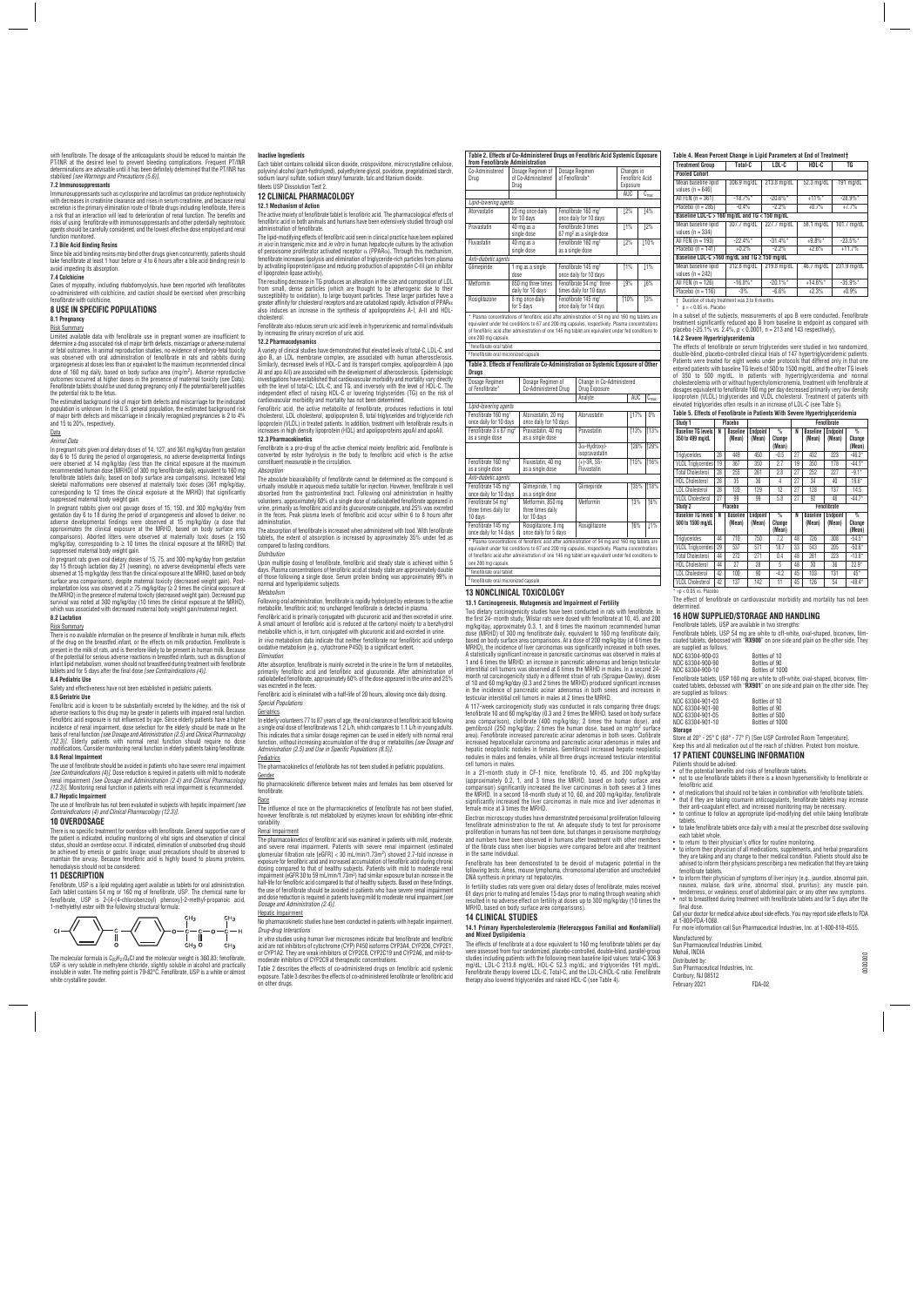with fenofibrate. The dosage of the anticoagulants should be reduced to maintain the PT/INR at the desired level to prevent bleeding complications. Frequent PT/INR determinations are advisable until it has been definitely determined that the PT/INR has stabilized *[see Warnings and Precautions (5.6)]*.

### 7.2 Immunosuppressants

Immunosuppressants such as cyclosporine and tacrolimus can produce nephrotoxicity with decreases in creatinine clearance and rises in serum creatinine, and because renal excretion is the primary elimination route of fibrate drugs including fenofibrate, there is a risk that an interaction will lead to deterioration of renal function. The benefits and risks of using fenofibrate with immunosuppressants and other potentially nephrotoxic agents should be carefully considered, and the lowest effective dose employed and renal function monitored.

### 7.3 Bile Acid Binding Resins

Since bile acid binding resins may bind other drugs given concurrently, patients should take fenofibrate at least 1 hour before or 4 to 6 hours after a bile acid binding resin to avoid impeding its absorption.

### 7.4 Colchicine

Cases of myopathy, including rhabdomyolysis, have been reported with fenofibrates co-administered with colchicine, and caution should be exercised when prescribing fenofibrate with colchicine.

## 8 USE IN SPECIFIC POPULATIONS

### 8.1 Pregnancy

Risk Summary

Limited available data with fenofibrate use in pregnant women are insufficient to determine a drug associated risk of major birth defects, miscarriage or adverse maternal or fetal outcomes. In animal reproduction studies, no evidence of embryo-fetal toxicity was observed with oral administration of fenofibrate in rats and rabbits during organogenesis at doses less than or equivalent to the maximum recommended clinical dose of 160 mg daily, based on body surface area (mg/m$^2$). Adverse reproductive outcomes occurred at higher doses in the presence of maternal toxicity (see Data). Fenofibrate tablets should be used during pregnancy only if the potential benefit justifies the potential risk to the fetus.

The estimated background risk of major birth defects and miscarriage for the indicated population is unknown. In the U.S. general population, the estimated background risk of major birth defects and miscarriage in clinically recognized pregnancies is 2 to 4% and 15 to 20%, respectively.

Data

*Animal Data*

In pregnant rats given oral dietary doses of 14, 127, and 361 mg/kg/day from gestation day 6 to 15 during the period of organogenesis, no adverse developmental findings were observed at 14 mg/kg/day (less than the clinical exposure at the maximum recommended human dose [MRHD] of 300 mg fenofibrate daily, equivalent to 160 mg fenofibrate tablets daily, based on body surface area comparisons). Increased fetal skeletal malformations were observed at maternally toxic doses (361 mg/kg/day, corresponding to 12 times the clinical exposure at the MRHD) that significantly suppressed maternal body weight gain.

In pregnant rabbits given oral gavage doses of 15, 150, and 300 mg/kg/day from gestation day 6 to 18 during the period of organogenesis and allowed to deliver, no adverse developmental findings were observed at 15 mg/kg/day (a dose that approximates the clinical exposure at the MRHD, based on body surface area comparisons). Aborted litters were observed at maternally toxic doses (≥ 150 mg/kg/day, corresponding to ≥ 10 times the clinical exposure at the MRHD) that suppressed maternal body weight gain.

In pregnant rats given oral dietary doses of 15, 75, and 300 mg/kg/day from gestation day 15 through lactation day 21 (weaning), no adverse developmental effects were observed at 15 mg/kg/day (less than the clinical exposure at the MRHD, based on body surface area comparisons), despite maternal toxicity (decreased weight gain). Post-implantation loss was observed at ≥ 75 mg/kg/day (≥ 2 times the clinical exposure at the MRHD) in the presence of maternal toxicity (decreased weight gain). Decreased pup survival was noted at 300 mg/kg/day (10 times the clinical exposure at the MRHD), which was associated with decreased maternal body weight gain/maternal neglect.

### 8.2 Lactation

Risk Summary

There is no available information on the presence of fenofibrate in human milk, effects of the drug on the breastfed infant, or the effects on milk production. Fenofibrate is present in the milk of rats, and is therefore likely to be present in human milk. Because of the potential for serious adverse reactions in breastfed infants, such as disruption of infant lipid metabolism, women should not breastfeed during treatment with fenofibrate tablets and for 5 days after the final dose *[see Contraindications (4)]*.

### 8.4 Pediatric Use

Safety and effectiveness have not been established in pediatric patients.

### 8.5 Geriatric Use

Fenofibric acid is known to be substantially excreted by the kidney, and the risk of adverse reactions to this drug may be greater in patients with impaired renal function. Fenofibric acid exposure is not influenced by age. Since elderly patients have a higher incidence of renal impairment, dose selection for the elderly should be made on the basis of renal function *[see Dosage and Administration (2.5) and Clinical Pharmacology (12.3)]*. Elderly patients with normal renal function should require no dose modifications. Consider monitoring renal function in elderly patients taking fenofibrate.

### 8.6 Renal Impairment

The use of fenofibrate should be avoided in patients who have severe renal impairment *[see Contraindications (4)]*. Dose reduction is required in patients with mild to moderate renal impairment *[see Dosage and Administration (2.4) and Clinical Pharmacology (12.3)]*. Monitoring renal function in patients with renal impairment is recommended.

### 8.7 Hepatic Impairment

The use of fenofibrate has not been evaluated in subjects with hepatic impairment *[see Contraindications (4) and Clinical Pharmacology (12.3)]*.

## 10 OVERDOSAGE

There is no specific treatment for overdose with fenofibrate. General supportive care of the patient is indicated, including monitoring of vital signs and observation of clinical status, should an overdose occur. If indicated, elimination of unabsorbed drug should be achieved by emesis or gastric lavage; usual precautions should be observed to maintain the airway. Because fenofibrate is highly bound to plasma proteins, hemodialysis should not be considered.

## 11 DESCRIPTION

Fenofibrate, USP is a lipid regulating agent available as tablets for oral administration. Each tablet contains 54 mg or 160 mg of fenofibrate, USP. The chemical name for fenofibrate, USP is 2-[4-(4-chlorobenzoyl) phenoxy]-2-methyl-propanoic acid, 1-methylethyl ester with the following structural formula:

The molecular formula is $C_{20}H_{21}O_4Cl$ and the molecular weight is 360.83; fenofibrate, USP is very soluble in methylene chloride, slightly soluble in alcohol and practically insoluble in water. The melting point is 79-82°C. Fenofibrate, USP is a white or almost white crystalline powder.

### Inactive Ingredients

Each tablet contains colloidal silicon dioxide, crospovidone, microcrystalline cellulose, polyvinyl alcohol (part-hydrolyzed), polyethylene glycol, povidone, pregelatinized starch, sodium lauryl sulfate, sodium stearyl fumarate, talc and titanium dioxide.

Meets USP Dissolution Test 2.

## 12 CLINICAL PHARMACOLOGY

### 12.1 Mechanism of Action

The active moiety of fenofibrate tablet is fenofibric acid. The pharmacological effects of fenofibric acid in both animals and humans have been extensively studied through oral administration of fenofibrate.

The lipid-modifying effects of fenofibric acid seen in clinical practice have been explained *in vivo* in transgenic mice and *in vitro* in human hepatocyte cultures by the activation of peroxisome proliferator activated receptor α (PPARα). Through this mechanism, fenofibrate increases lipolysis and elimination of triglyceride-rich particles from plasma by activating lipoprotein lipase and reducing production of apoprotein C-III (an inhibitor of lipoprotein lipase activity).

The resulting decrease in TG produces an alteration in the size and composition of LDL from small, dense particles (which are thought to be atherogenic due to their susceptibility to oxidation), to large buoyant particles. These larger particles have a greater affinity for cholesterol receptors and are catabolized rapidly. Activation of PPARα also induces an increase in the synthesis of apolipoproteins A-I, A-II and HDL-cholesterol.

Fenofibrate also reduces serum uric acid levels in hyperuricemic and normal individuals by increasing the urinary excretion of uric acid.

### 12.2 Pharmacodynamics

A variety of clinical studies have demonstrated that elevated levels of total-C, LDL-C, and apo B, an LDL membrane complex, are associated with human atherosclerosis. Similarly, decreased levels of HDL-C and its transport complex, apolipoprotein A (apo AI and apo AII) are associated with the development of atherosclerosis. Epidemiologic investigations have established that cardiovascular morbidity and mortality vary directly with the level of total-C, LDL-C, and TG, and inversely with the level of HDL-C. The independent effect of raising HDL-C or lowering triglycerides (TG) on the risk of cardiovascular morbidity and mortality has not been determined.

Fenofibric acid, the active metabolite of fenofibrate, produces reductions in total cholesterol, LDL cholesterol, apolipoprotein B, total triglycerides and triglyceride rich lipoprotein (VLDL) in treated patients. In addition, treatment with fenofibrate results in increases in high density lipoprotein (HDL) and apolipoproteins apoAI and apoAII.

### 12.3 Pharmacokinetics

Fenofibrate is a pro-drug of the active chemical moiety fenofibric acid. Fenofibrate is converted by ester hydrolysis in the body to fenofibric acid which is the active constituent measurable in the circulation.

*Absorption*

The absolute bioavailability of fenofibrate cannot be determined as the compound is virtually insoluble in aqueous media suitable for injection. However, fenofibrate is well absorbed from the gastrointestinal tract. Following oral administration in healthy volunteers, approximately 60% of a single dose of radiolabelled fenofibrate appeared in urine, primarily as fenofibric acid and its glucuronate conjugate, and 25% was excreted in the feces. Peak plasma levels of fenofibric acid occur within 6 to 8 hours after administration.

The absorption of fenofibrate is increased when administered with food. With fenofibrate tablets, the extent of absorption is increased by approximately 35% under fed as compared to fasting conditions.

*Distribution*

Upon multiple dosing of fenofibrate, fenofibric acid steady state is achieved within 5 days. Plasma concentrations of fenofibric acid at steady state are approximately double of those following a single dose. Serum protein binding was approximately 99% in normal and hyperlipidemic subjects.

*Metabolism*

Following oral administration, fenofibrate is rapidly hydrolyzed by esterases to the active metabolite, fenofibric acid; no unchanged fenofibrate is detected in plasma.

Fenofibric acid is primarily conjugated with glucuronic acid and then excreted in urine. A small amount of fenofibric acid is reduced at the carbonyl moiety to a benzhydrol metabolite which is, in turn, conjugated with glucuronic acid and excreted in urine.

*In vivo* metabolism data indicate that neither fenofibrate nor fenofibric acid undergo oxidative metabolism (e.g., cytochrome P450) to a significant extent.

*Elimination*

After absorption, fenofibrate is mainly excreted in the urine in the form of metabolites, primarily fenofibric acid and fenofibric acid glucuronide. After administration of radiolabelled fenofibrate, approximately 60% of the dose appeared in the urine and 25% was excreted in the feces.

Fenofibric acid is eliminated with a half-life of 20 hours, allowing once daily dosing.

*Special Populations*

Geriatrics

In elderly volunteers 77 to 87 years of age, the oral clearance of fenofibric acid following a single oral dose of fenofibrate was 1.2 L/h, which compares to 1.1 L/h in young adults. This indicates that a similar dosage regimen can be used in elderly with normal renal function, without increasing accumulation of the drug or metabolites *[see Dosage and Administration (2.5) and Use in Specific Populations (8.5)]*.

Pediatrics

The pharmacokinetics of fenofibrate has not been studied in pediatric populations.

Gender

No pharmacokinetic difference between males and females has been observed for fenofibrate.

Race

The influence of race on the pharmacokinetics of fenofibrate has not been studied, however fenofibrate is not metabolized by enzymes known for exhibiting inter-ethnic variability.

Renal Impairment

The pharmacokinetics of fenofibric acid was examined in patients with mild, moderate, and severe renal impairment. Patients with severe renal impairment (estimated glomerular filtration rate [eGFR] < 30 mL/min/1.73m$^2$) showed 2.7-fold increase in exposure for fenofibric acid and increased accumulation of fenofibric acid during chronic dosing compared to that of healthy subjects. Patients with mild to moderate renal impairment (eGFR 30 to 59 mL/min/1.73m$^2$) had similar exposure but an increase in the half-life for fenofibric acid compared to that of healthy subjects. Based on these findings, the use of fenofibrate should be avoided in patients who have severe renal impairment and dose reduction is required in patients having mild to moderate renal impairment *[see Dosage and Administration (2.4)]*.

Hepatic Impairment

No pharmacokinetic studies have been conducted in patients with hepatic impairment.

*Drug-drug Interactions*

*In vitro* studies using human liver microsomes indicate that fenofibrate and fenofibric acid are not inhibitors of cytochrome (CYP) P450 isoforms CYP3A4, CYP2D6, CYP2E1, or CYP1A2. They are weak inhibitors of CYP2C8, CYP2C19 and CYP2A6, and mild-to-moderate inhibitors of CYP2C9 at therapeutic concentrations.

Table 2 describes the effects of co-administered drugs on fenofibric acid systemic exposure. Table 3 describes the effects of co-administered fenofibrate or fenofibric acid on other drugs.

**Table 2. Effects of Co-Administered Drugs on Fenofibric Acid Systemic Exposure from Fenofibrate Administration**

| Co-Administered Drug | Dosage Regimen of Co-Administered Drug | Dosage Regimen of Fenofibrate* | Changes in Fenofibric Acid Exposure | |
|---|---|---|---|---|
| | | | AUC | $C_{max}$ |
| *Lipid-lowering agents* | | | | |
| Atorvastatin | 20 mg once daily for 10 days | Fenofibrate 160 mg[1] once daily for 10 days | ↓2% | ↓4% |
| Pravastatin | 40 mg as a single dose | Fenofibrate 3 times 67 mg[2] as a single dose | ↓1% | ↓2% |
| Fluvastatin | 40 mg as a single dose | Fenofibrate 160 mg[1] as a single dose | ↓2% | ↓10% |
| *Anti-diabetic agents* | | | | |
| Glimepiride | 1 mg as a single dose | Fenofibrate 145 mg[1] once daily for 10 days | ↑1% | ↓1% |
| Metformin | 850 mg three times daily for 10 days | Fenofibrate 54 mg[1] three times daily for 10 days | ↓9% | ↓6% |
| Rosiglitazone | 8 mg once daily for 5 days | Fenofibrate 145 mg[1] once daily for 14 days | ↑10% | ↑3% |

\* Plasma concentrations of fenofibric acid after administration of 54 mg and 160 mg tablets are equivalent under fed conditions to 67 and 200 mg capsules, respectively. Plasma concentrations of fenofibric acid after administration of one 145 mg tablet are equivalent under fed conditions to one 200 mg capsule.

[1] fenofibrate oral tablet

[2] fenofibrate oral micronized capsule

**Table 3. Effects of Fenofibrate Co-Administration on Systemic Exposure of Other Drugs**

| Dosage Regimen of Fenofibrate* | Dosage Regimen of Co-Administered Drug | Change in Co-Administered Drug Exposure | | |
|---|---|---|---|---|
| | | Analyte | AUC | $C_{max}$ |
| *Lipid-lowering agents* | | | | |
| Fenofibrate 160 mg[1] once daily for 10 days | Atorvastatin, 20 mg once daily for 10 days | Atorvastatin | ↓17% | 0% |
| Fenofibrate 3 x 67 mg[2] as a single dose | Pravastatin, 40 mg as a single dose | Pravastatin | ↑13% | ↑13% |
| | | 3α-Hydroxyl-isopravastatin | ↑26% | ↑29% |
| Fenofibrate 160 mg[1] as a single dose | Fluvastatin, 40 mg as a single dose | (+)-3R, 5S-Fluvastatin | ↑15% | ↑16% |
| *Anti-diabetic agents* | | | | |
| Fenofibrate 145 mg[1] once daily for 10 days | Glimepiride, 1 mg as a single dose | Glimepiride | ↑35% | ↑18% |
| Fenofibrate 54 mg[1] three times daily for 10 days | Metformin, 850 mg three times daily for 10 days | Metformin | ↑3% | ↑6% |
| Fenofibrate 145 mg[1] once daily for 14 days | Rosiglitazone, 8 mg once daily for 5 days | Rosiglitazone | ↑6% | ↓1% |

\* Plasma concentrations of fenofibric acid after administration of 54 mg and 160 mg tablets are equivalent under fed conditions to 67 and 200 mg capsules, respectively. Plasma concentrations of fenofibric acid after administration of one 145 mg tablet are equivalent under fed conditions to one 200 mg capsule.

[1] fenofibrate oral tablet

[2] fenofibrate oral micronized capsule

## 13 NONCLINICAL TOXICOLOGY

### 13.1 Carcinogenesis, Mutagenesis and Impairment of Fertility

Two dietary carcinogenicity studies have been conducted in rats with fenofibrate. In the first 24-month study, Wistar rats were dosed with fenofibrate at 10, 45, and 200 mg/kg/day, approximately 0.3, 1, and 6 times the maximum recommended human dose (MRHD) of 300 mg fenofibrate daily, equivalent to 160 mg fenofibrate daily, based on body surface area comparisons. At a dose of 200 mg/kg/day (at 6 times the MRHD), the incidence of liver carcinomas was significantly increased in both sexes. A statistically significant increase in pancreatic carcinomas was observed in males at 1 and 6 times the MRHD; an increase in pancreatic adenomas and benign testicular interstitial cell tumors was observed at 6 times the MRHD in males. In a second 24-month rat carcinogenicity study in a different strain of rats (Sprague-Dawley), doses of 10 and 60 mg/kg/day (0.3 and 2 times the MRHD) produced significant increases in the incidence of pancreatic acinar adenomas in both sexes and increases in testicular interstitial cell tumors in males at 2 times the MRHD.

A 117-week carcinogenicity study was conducted in rats comparing three drugs: fenofibrate 10 and 60 mg/kg/day (0.3 and 2 times the MRHD, based on body surface area comparison), clofibrate (400 mg/kg/day; 2 times the human dose), and gemfibrozil (250 mg/kg/day; 2 times the human dose, based on mg/m$^2$ surface area). Fenofibrate increased pancreatic acinar adenomas in both sexes. Clofibrate increased hepatocellular carcinoma and pancreatic acinar adenomas in males and hepatic neoplastic nodules in females. Gemfibrozil increased hepatic neoplastic nodules in males and females, while all three drugs increased testicular interstitial cell tumors in males.

In a 21-month study in CF-1 mice, fenofibrate 10, 45, and 200 mg/kg/day (approximately 0.2, 1, and 3 times the MRHD, based on body surface area comparison) significantly increased the liver carcinomas in both sexes at 3 times the MRHD. In a second 18-month study at 10, 60, and 200 mg/kg/day, fenofibrate significantly increased the liver carcinomas in male mice and liver adenomas in female mice at 3 times the MRHD.

Electron microscopy studies have demonstrated peroxisomal proliferation following fenofibrate administration to the rat. An adequate study to test for peroxisome proliferation in humans has not been done, but changes in peroxisome morphology and numbers have been observed in humans after treatment with other members of the fibrate class when liver biopsies were compared before and after treatment in the same individual.

Fenofibrate has been demonstrated to be devoid of mutagenic potential in the following tests: Ames, mouse lymphoma, chromosomal aberration and unscheduled DNA synthesis in primary rat hepatocytes.

In fertility studies rats were given oral dietary doses of fenofibrate, males received 61 days prior to mating and females 15 days prior to mating through weaning which resulted in no adverse effect on fertility at doses up to 300 mg/kg/day (10 times the MRHD, based on body surface area comparisons).

## 14 CLINICAL STUDIES

### 14.1 Primary Hypercholesterolemia (Heterozygous Familial and Nonfamilial) and Mixed Dyslipidemia

The effects of fenofibrate at a dose equivalent to 160 mg fenofibrate tablets per day were assessed from four randomized, placebo-controlled, double-blind, parallel-group studies including patients with the following mean baseline lipid values: total-C 306.9 mg/dL; LDL-C 213.8 mg/dL; HDL-C 52.3 mg/dL; and triglycerides 191 mg/dL. Fenofibrate therapy lowered LDL-C, Total-C, and the LDL-C/HDL-C ratio. Fenofibrate therapy also lowered triglycerides and raised HDL-C (see Table 4).

**Table 4. Mean Percent Change in Lipid Parameters at End of Treatment†**

| Treatment Group | Total-C | LDL-C | HDL-C | TG |
|---|---|---|---|---|
| **Pooled Cohort** | | | | |
| Mean baseline lipid values (n = 646) | 306.9 mg/dL | 213.8 mg/dL | 52.3 mg/dL | 191 mg/dL |
| All FEN (n = 361) | -18.7%* | -20.6%* | +11%* | -28.9%* |
| Placebo (n = 285) | -0.4% | -2.2% | +0.7% | +7.7% |
| **Baseline LDL-C > 160 mg/dL and TG < 150 mg/dL** | | | | |
| Mean baseline lipid values (n = 334) | 307.7 mg/dL | 227.7 mg/dL | 58.1 mg/dL | 101.7 mg/dL |
| All FEN (n = 193) | -22.4%* | -31.4%* | +9.8%* | -23.5%* |
| Placebo (n = 141) | +0.2% | -2.2% | +2.6% | +11.7% |
| **Baseline LDL-C > 160 mg/dL and TG ≥ 150 mg/dL** | | | | |
| Mean baseline lipid values (n = 242) | 312.8 mg/dL | 219.8 mg/dL | 46.7 mg/dL | 231.9 mg/dL |
| All FEN (n = 126) | -16.8%* | -20.1%* | +14.6%* | -35.9%* |
| Placebo (n = 116) | -3% | -6.6% | +2.3% | +0.9% |

† Duration of study treatment was 3 to 6 months.

\* p = < 0.05 vs. Placebo

In a subset of the subjects, measurements of apo B were conducted. Fenofibrate treatment significantly reduced apo B from baseline to endpoint as compared with placebo (-25.1% vs. 2.4%, p < 0.0001, n = 213 and 143 respectively).

### 14.2 Severe Hypertriglyceridemia

The effects of fenofibrate on serum triglycerides were studied in two randomized, double-blind, placebo-controlled clinical trials of 147 hypertriglyceridemic patients. Patients were treated for eight weeks under protocols that differed only in that one entered patients with baseline TG levels of 500 to 1500 mg/dL, and the other TG levels of 350 to 500 mg/dL. In patients with hypertriglyceridemia and normal cholesterolemia with or without hyperchylomicronemia, treatment with fenofibrate at dosages equivalent to fenofibrate 160 mg per day decreased primarily very low density lipoprotein (VLDL) triglycerides and VLDL cholesterol. Treatment of patients with elevated triglycerides often results in an increase of LDL-C (see Table 5).

**Table 5. Effects of Fenofibrate in Patients With Severe Hypertriglyceridemia**

| Study 1 | Placebo | | | | Fenofibrate | | | |
|---|---|---|---|---|---|---|---|---|
| **Baseline TG levels 350 to 499 mg/dL** | **N** | **Baseline (Mean)** | **Endpoint (Mean)** | **% Change (Mean)** | **N** | **Baseline (Mean)** | **Endpoint (Mean)** | **% Change (Mean)** |
| Triglycerides | 28 | 449 | 450 | -0.5 | 27 | 432 | 223 | -46.2* |
| VLDL Triglycerides | 19 | 367 | 350 | 2.7 | 19 | 350 | 178 | -44.1* |
| Total Cholesterol | 28 | 255 | 261 | 2.8 | 27 | 252 | 227 | -9.1* |
| HDL Cholesterol | 28 | 35 | 36 | 4 | 27 | 34 | 40 | 19.6* |
| LDL Cholesterol | 28 | 120 | 129 | 12 | 27 | 128 | 137 | 14.5 |
| VLDL Cholesterol | 27 | 99 | 99 | 5.8 | 27 | 92 | 46 | -44.7* |
| **Study 2** | **Placebo** | | | | **Fenofibrate** | | | |
| **Baseline TG levels 500 to 1500 mg/dL** | **N** | **Baseline (Mean)** | **Endpoint (Mean)** | **% Change (Mean)** | **N** | **Baseline (Mean)** | **Endpoint (Mean)** | **% Change (Mean)** |
| Triglycerides | 44 | 710 | 750 | 7.2 | 48 | 726 | 308 | -54.5* |
| VLDL Triglycerides | 29 | 537 | 571 | 18.7 | 33 | 543 | 205 | -50.6* |
| Total Cholesterol | 44 | 272 | 271 | 0.4 | 48 | 261 | 223 | -13.8* |
| HDL Cholesterol | 44 | 27 | 28 | 5 | 48 | 30 | 36 | 22.9* |
| LDL Cholesterol | 42 | 100 | 90 | -4.2 | 45 | 103 | 131 | 45* |
| VLDL Cholesterol | 42 | 137 | 142 | 11 | 45 | 126 | 54 | -49.4* |

\* = p < 0.05 vs. Placebo

The effect of fenofibrate on cardiovascular morbidity and mortality has not been determined.

## 16 HOW SUPPLIED/STORAGE AND HANDLING

Fenofibrate tablets, USP are available in two strengths:

Fenofibrate tablets, USP 54 mg are white to off-white, oval-shaped, biconvex, film-coated tablets, debossed with "**RX900**" on one side and plain on the other side. They are supplied as follows:

| | |
|---|---|
| NDC 63304-900-03 | Bottles of 10 |
| NDC 63304-900-90 | Bottles of 90 |
| NDC 63304-900-10 | Bottles of 1000 |

Fenofibrate tablets, USP 160 mg are white to off-white, oval-shaped, biconvex, film-coated tablets, debossed with "**RX901**" on one side and plain on the other side. They are supplied as follows:

| | |
|---|---|
| NDC 63304-901-03 | Bottles of 10 |
| NDC 63304-901-90 | Bottles of 90 |
| NDC 63304-901-05 | Bottles of 500 |
| NDC 63304-901-10 | Bottles of 1000 |

**Storage**

Store at 20° - 25° C (68° - 77° F) [See USP Controlled Room Temperature].

Keep this and all medication out of the reach of children. Protect from moisture.

## 17 PATIENT COUNSELING INFORMATION

Patients should be advised:

- of the potential benefits and risks of fenofibrate tablets.
- not to use fenofibrate tablets if there is a known hypersensitivity to fenofibrate or fenofibric acid.
- of medications that should not be taken in combination with fenofibrate tablets.
- that if they are taking coumarin anticoagulants, fenofibrate tablets may increase their anti-coagulant effect, and increased monitoring may be necessary.
- to continue to follow an appropriate lipid-modifying diet while taking fenofibrate tablets.
- to take fenofibrate tablets once daily with a meal at the prescribed dose swallowing each tablet whole.
- to return to their physician's office for routine monitoring.
- to inform their physician of all medications, supplements, and herbal preparations they are taking and any change to their medical condition. Patients should also be advised to inform their physicians prescribing a new medication that they are taking fenofibrate tablets.
- to inform their physician of symptoms of liver injury (e.g., jaundice, abnormal pain, nausea, malaise, dark urine, abnormal stool, pruritus); any muscle pain, tenderness, or weakness; onset of abdominal pain; or any other new symptoms.
- not to breastfeed during treatment with fenofibrate tablets and for 5 days after the final dose.

Call your doctor for medical advice about side effects. You may report side effects to FDA at 1-800-FDA-1088.

For more information call Sun Pharmaceutical Industries, Inc. at 1-800-818-4555.

Manufactured by:
Sun Pharmaceutical Industries Limited,
Mohali, INDIA

Distributed by:
Sun Pharmaceutical Industries, Inc.
Cranbury, NJ 08512

February 2021 FDA-02